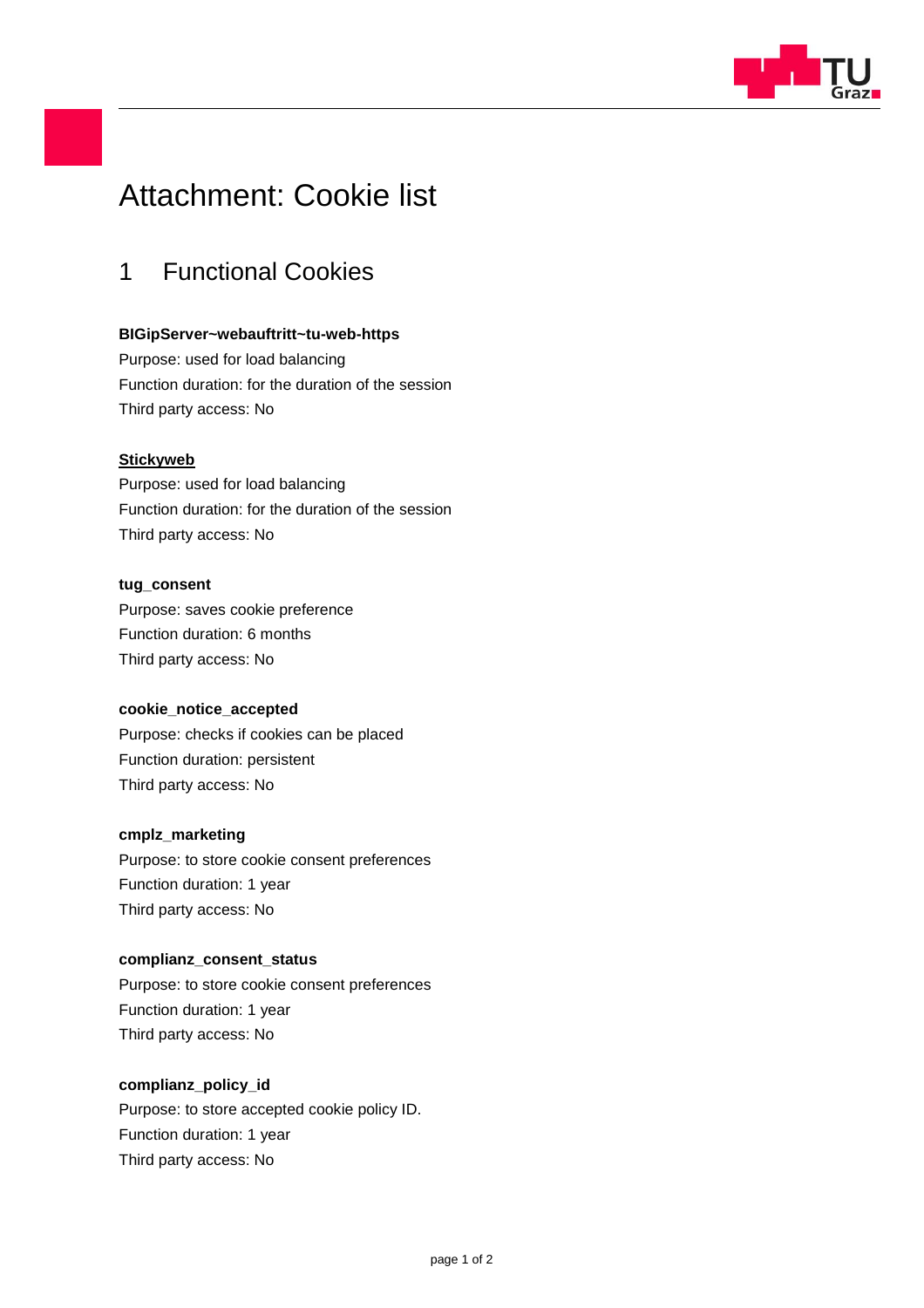# Attachment: Cookie list

## 1 Functional Cookies

**BIGipServer~webauftritt~tu-web-https**
Purpose: used for load balancing
Function duration: for the duration of the session
Third party access: No

**Stickyweb**
Purpose: used for load balancing
Function duration: for the duration of the session
Third party access: No

**tug_consent**
Purpose: saves cookie preference
Function duration: 6 months
Third party access: No

**cookie_notice_accepted**
Purpose: checks if cookies can be placed
Function duration: persistent
Third party access: No

**cmplz_marketing**
Purpose: to store cookie consent preferences
Function duration: 1 year
Third party access: No

**complianz_consent_status**
Purpose: to store cookie consent preferences
Function duration: 1 year
Third party access: No

**complianz_policy_id**
Purpose: to store accepted cookie policy ID.
Function duration: 1 year
Third party access: No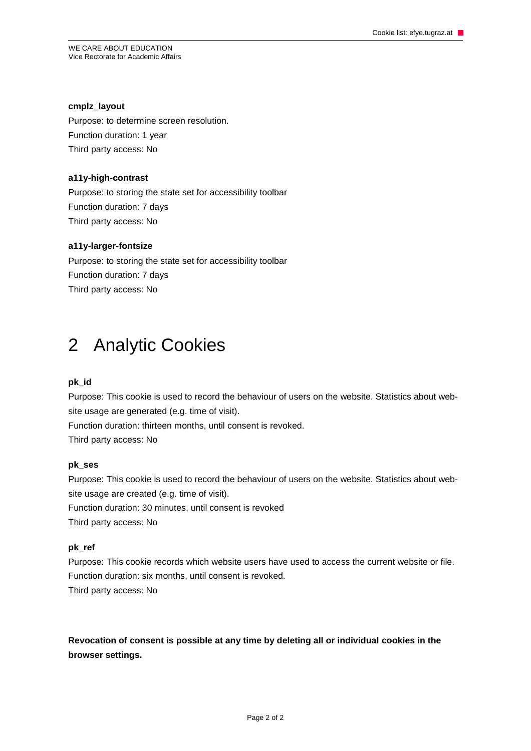**cmplz_layout**

Purpose: to determine screen resolution.
Function duration: 1 year
Third party access: No

**a11y-high-contrast**

Purpose: to storing the state set for accessibility toolbar
Function duration: 7 days
Third party access: No

**a11y-larger-fontsize**

Purpose: to storing the state set for accessibility toolbar
Function duration: 7 days
Third party access: No

# 2 Analytic Cookies

**pk_id**

Purpose: This cookie is used to record the behaviour of users on the website. Statistics about website usage are generated (e.g. time of visit).
Function duration: thirteen months, until consent is revoked.
Third party access: No

**pk_ses**

Purpose: This cookie is used to record the behaviour of users on the website. Statistics about website usage are created (e.g. time of visit).
Function duration: 30 minutes, until consent is revoked
Third party access: No

**pk_ref**

Purpose: This cookie records which website users have used to access the current website or file.
Function duration: six months, until consent is revoked.
Third party access: No

**Revocation of consent is possible at any time by deleting all or individual cookies in the browser settings.**